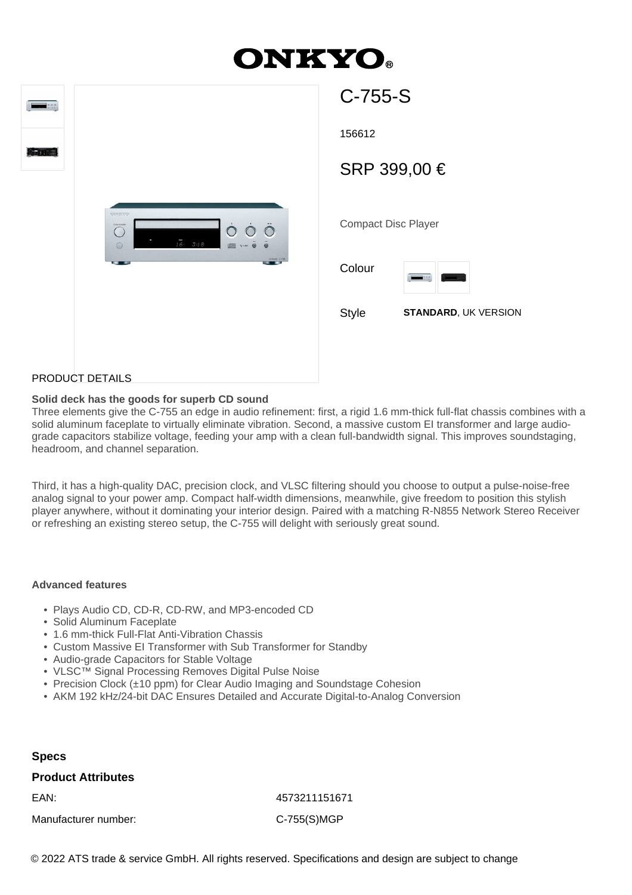# ONKYO

## C-755-S

156612

SRP 399,00 €

Compact Disc Player

Colour

Style **STANDARD**, UK VERSION

PRODUCT DETAILS

**Solid deck has the goods for superb CD sound**

Three elements give the C-755 an edge in audio refinement: first, a rigid 1.6 mm-thick full-flat chassis combines with a solid aluminum faceplate to virtually eliminate vibration. Second, a massive custom EI transformer and large audio-grade capacitors stabilize voltage, feeding your amp with a clean full-bandwidth signal. This improves soundstaging, headroom, and channel separation.

Third, it has a high-quality DAC, precision clock, and VLSC filtering should you choose to output a pulse-noise-free analog signal to your power amp. Compact half-width dimensions, meanwhile, give freedom to position this stylish player anywhere, without it dominating your interior design. Paired with a matching R-N855 Network Stereo Receiver or refreshing an existing stereo setup, the C-755 will delight with seriously great sound.

**Advanced features**

- Plays Audio CD, CD-R, CD-RW, and MP3-encoded CD
- Solid Aluminum Faceplate
- 1.6 mm-thick Full-Flat Anti-Vibration Chassis
- Custom Massive EI Transformer with Sub Transformer for Standby
- Audio-grade Capacitors for Stable Voltage
- VLSC™ Signal Processing Removes Digital Pulse Noise
- Precision Clock (±10 ppm) for Clear Audio Imaging and Soundstage Cohesion
- AKM 192 kHz/24-bit DAC Ensures Detailed and Accurate Digital-to-Analog Conversion

### Specs

### Product Attributes

| | |
|---|---|
| EAN: | 4573211151671 |
| Manufacturer number: | C-755(S)MGP |

© 2022 ATS trade & service GmbH. All rights reserved. Specifications and design are subject to change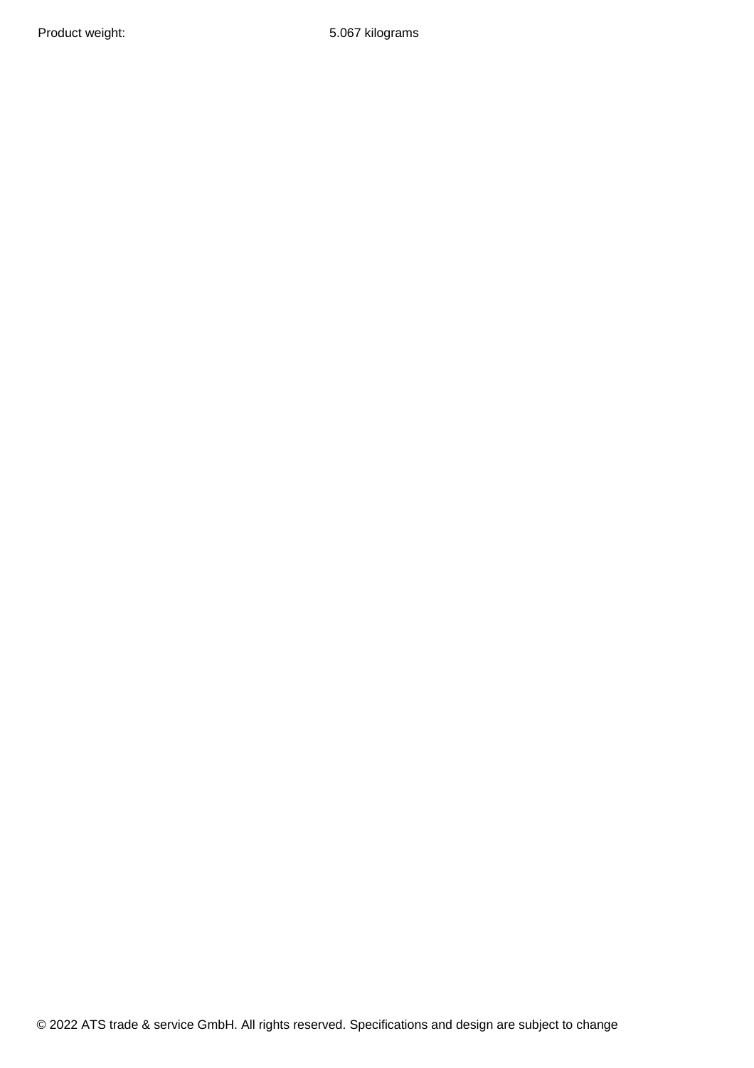| | |
|---|---|
| Product weight: | 5.067 kilograms |

© 2022 ATS trade & service GmbH. All rights reserved. Specifications and design are subject to change